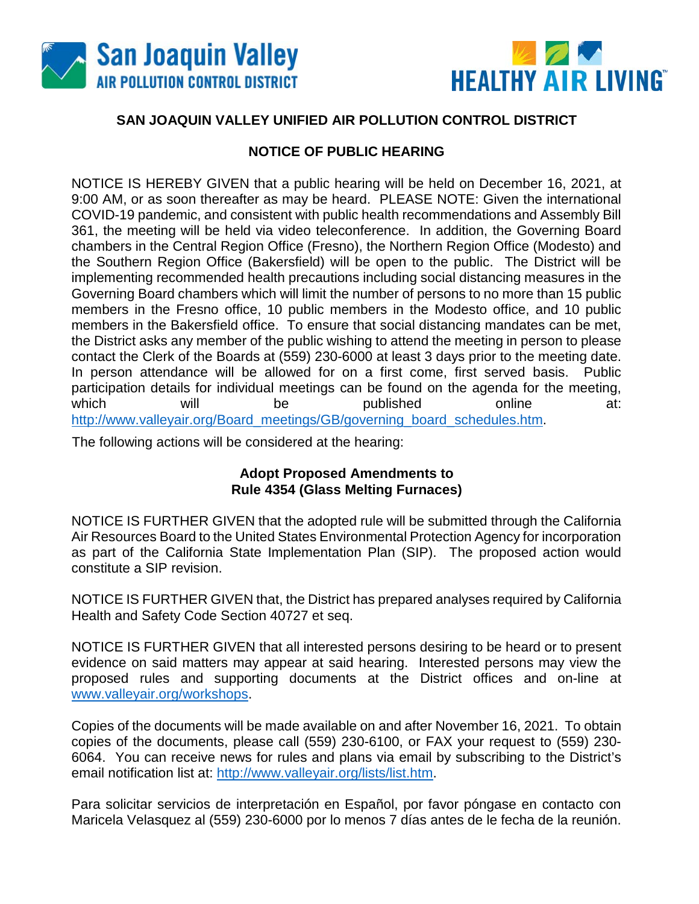San Joaquin Valley AIR POLLUTION CONTROL DISTRICT

HEALTHY AIR LIVING™

## SAN JOAQUIN VALLEY UNIFIED AIR POLLUTION CONTROL DISTRICT

## NOTICE OF PUBLIC HEARING

NOTICE IS HEREBY GIVEN that a public hearing will be held on December 16, 2021, at 9:00 AM, or as soon thereafter as may be heard. PLEASE NOTE: Given the international COVID-19 pandemic, and consistent with public health recommendations and Assembly Bill 361, the meeting will be held via video teleconference. In addition, the Governing Board chambers in the Central Region Office (Fresno), the Northern Region Office (Modesto) and the Southern Region Office (Bakersfield) will be open to the public. The District will be implementing recommended health precautions including social distancing measures in the Governing Board chambers which will limit the number of persons to no more than 15 public members in the Fresno office, 10 public members in the Modesto office, and 10 public members in the Bakersfield office. To ensure that social distancing mandates can be met, the District asks any member of the public wishing to attend the meeting in person to please contact the Clerk of the Boards at (559) 230-6000 at least 3 days prior to the meeting date. In person attendance will be allowed for on a first come, first served basis. Public participation details for individual meetings can be found on the agenda for the meeting, which will be published online at: http://www.valleyair.org/Board_meetings/GB/governing_board_schedules.htm.

The following actions will be considered at the hearing:

**Adopt Proposed Amendments to Rule 4354 (Glass Melting Furnaces)**

NOTICE IS FURTHER GIVEN that the adopted rule will be submitted through the California Air Resources Board to the United States Environmental Protection Agency for incorporation as part of the California State Implementation Plan (SIP). The proposed action would constitute a SIP revision.

NOTICE IS FURTHER GIVEN that, the District has prepared analyses required by California Health and Safety Code Section 40727 et seq.

NOTICE IS FURTHER GIVEN that all interested persons desiring to be heard or to present evidence on said matters may appear at said hearing. Interested persons may view the proposed rules and supporting documents at the District offices and on-line at www.valleyair.org/workshops.

Copies of the documents will be made available on and after November 16, 2021. To obtain copies of the documents, please call (559) 230-6100, or FAX your request to (559) 230-6064. You can receive news for rules and plans via email by subscribing to the District's email notification list at: http://www.valleyair.org/lists/list.htm.

Para solicitar servicios de interpretación en Español, por favor póngase en contacto con Maricela Velasquez al (559) 230-6000 por lo menos 7 días antes de le fecha de la reunión.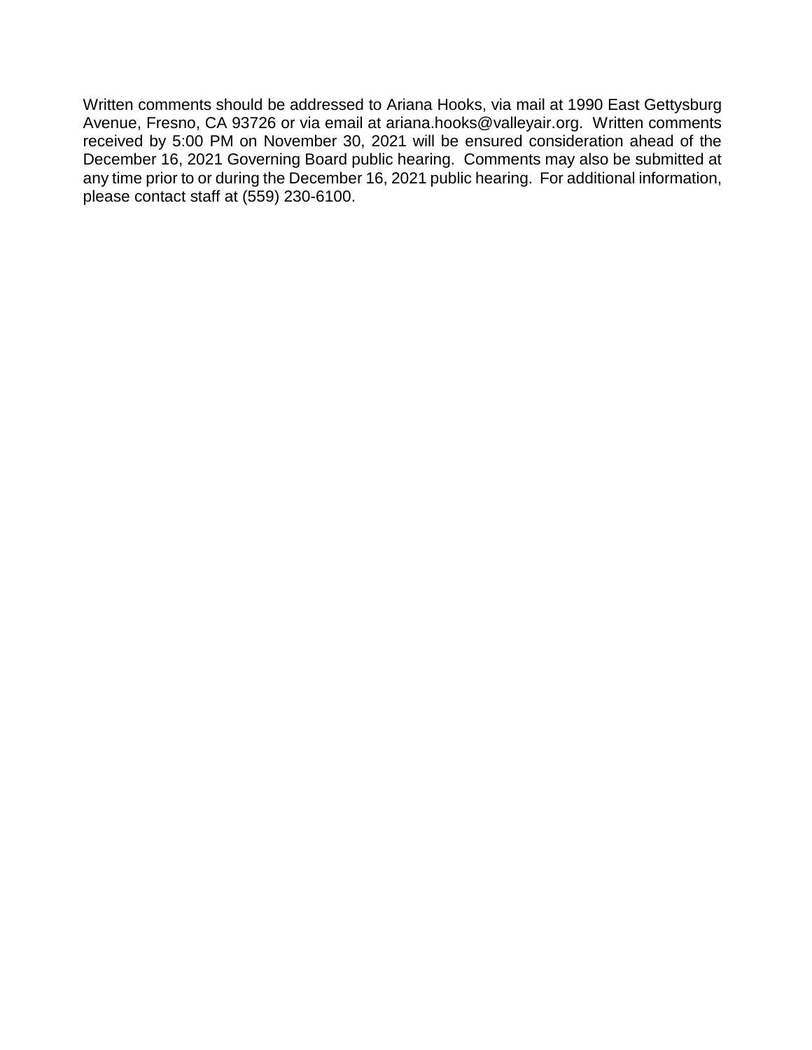Written comments should be addressed to Ariana Hooks, via mail at 1990 East Gettysburg Avenue, Fresno, CA 93726 or via email at ariana.hooks@valleyair.org. Written comments received by 5:00 PM on November 30, 2021 will be ensured consideration ahead of the December 16, 2021 Governing Board public hearing. Comments may also be submitted at any time prior to or during the December 16, 2021 public hearing. For additional information, please contact staff at (559) 230-6100.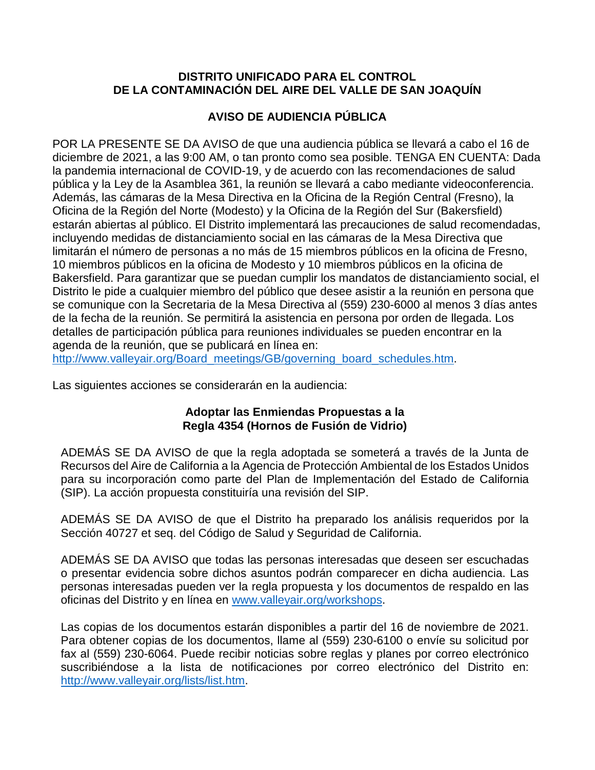**DISTRITO UNIFICADO PARA EL CONTROL DE LA CONTAMINACIÓN DEL AIRE DEL VALLE DE SAN JOAQUÍN**

**AVISO DE AUDIENCIA PÚBLICA**

POR LA PRESENTE SE DA AVISO de que una audiencia pública se llevará a cabo el 16 de diciembre de 2021, a las 9:00 AM, o tan pronto como sea posible. TENGA EN CUENTA: Dada la pandemia internacional de COVID-19, y de acuerdo con las recomendaciones de salud pública y la Ley de la Asamblea 361, la reunión se llevará a cabo mediante videoconferencia. Además, las cámaras de la Mesa Directiva en la Oficina de la Región Central (Fresno), la Oficina de la Región del Norte (Modesto) y la Oficina de la Región del Sur (Bakersfield) estarán abiertas al público. El Distrito implementará las precauciones de salud recomendadas, incluyendo medidas de distanciamiento social en las cámaras de la Mesa Directiva que limitarán el número de personas a no más de 15 miembros públicos en la oficina de Fresno, 10 miembros públicos en la oficina de Modesto y 10 miembros públicos en la oficina de Bakersfield. Para garantizar que se puedan cumplir los mandatos de distanciamiento social, el Distrito le pide a cualquier miembro del público que desee asistir a la reunión en persona que se comunique con la Secretaria de la Mesa Directiva al (559) 230-6000 al menos 3 días antes de la fecha de la reunión. Se permitirá la asistencia en persona por orden de llegada. Los detalles de participación pública para reuniones individuales se pueden encontrar en la agenda de la reunión, que se publicará en línea en: http://www.valleyair.org/Board_meetings/GB/governing_board_schedules.htm.

Las siguientes acciones se considerarán en la audiencia:

**Adoptar las Enmiendas Propuestas a la Regla 4354 (Hornos de Fusión de Vidrio)**

ADEMÁS SE DA AVISO de que la regla adoptada se someterá a través de la Junta de Recursos del Aire de California a la Agencia de Protección Ambiental de los Estados Unidos para su incorporación como parte del Plan de Implementación del Estado de California (SIP). La acción propuesta constituiría una revisión del SIP.

ADEMÁS SE DA AVISO de que el Distrito ha preparado los análisis requeridos por la Sección 40727 et seq. del Código de Salud y Seguridad de California.

ADEMÁS SE DA AVISO que todas las personas interesadas que deseen ser escuchadas o presentar evidencia sobre dichos asuntos podrán comparecer en dicha audiencia. Las personas interesadas pueden ver la regla propuesta y los documentos de respaldo en las oficinas del Distrito y en línea en www.valleyair.org/workshops.

Las copias de los documentos estarán disponibles a partir del 16 de noviembre de 2021. Para obtener copias de los documentos, llame al (559) 230-6100 o envíe su solicitud por fax al (559) 230-6064. Puede recibir noticias sobre reglas y planes por correo electrónico suscribiéndose a la lista de notificaciones por correo electrónico del Distrito en: http://www.valleyair.org/lists/list.htm.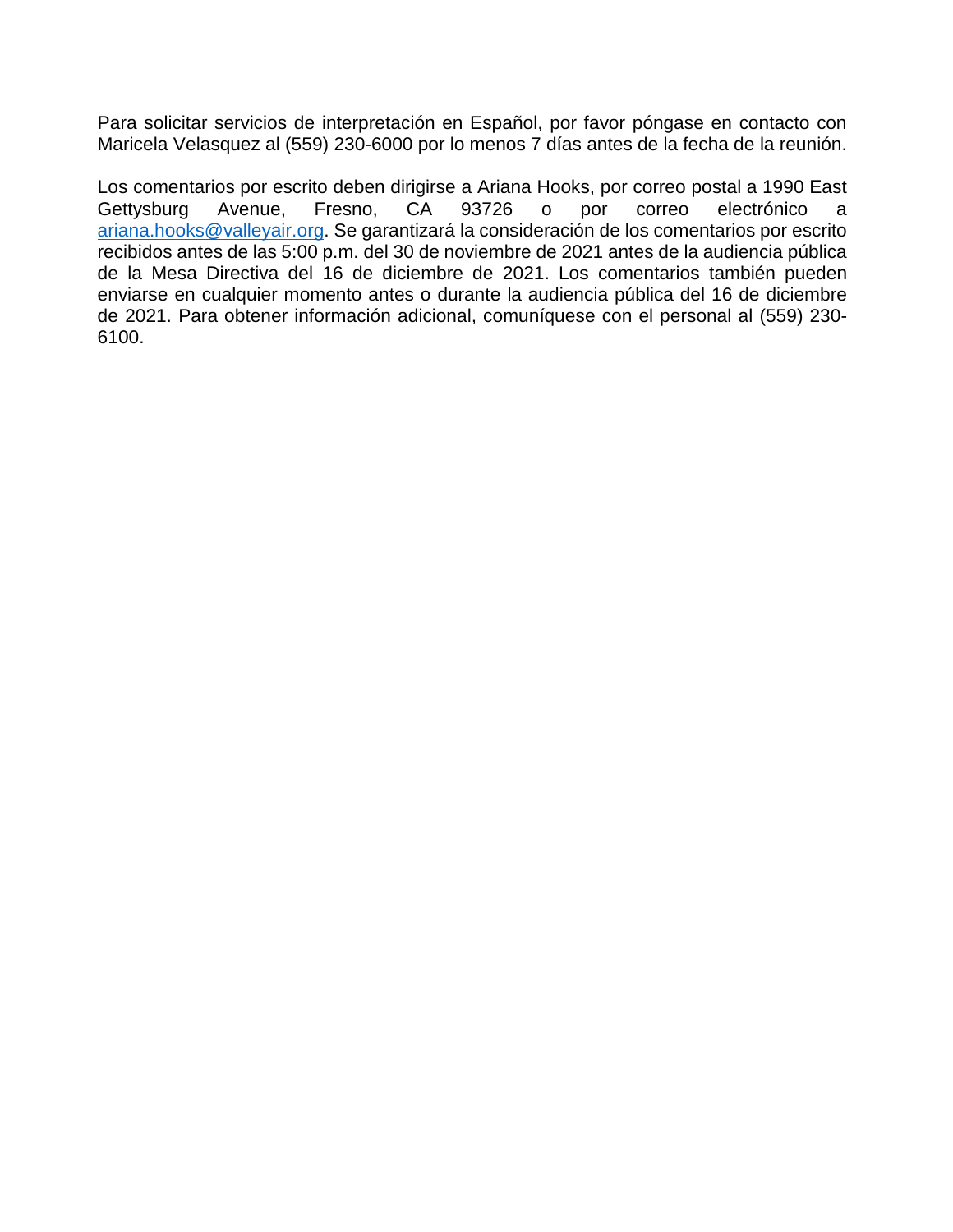Para solicitar servicios de interpretación en Español, por favor póngase en contacto con Maricela Velasquez al (559) 230-6000 por lo menos 7 días antes de la fecha de la reunión.

Los comentarios por escrito deben dirigirse a Ariana Hooks, por correo postal a 1990 East Gettysburg Avenue, Fresno, CA 93726 o por correo electrónico a ariana.hooks@valleyair.org. Se garantizará la consideración de los comentarios por escrito recibidos antes de las 5:00 p.m. del 30 de noviembre de 2021 antes de la audiencia pública de la Mesa Directiva del 16 de diciembre de 2021. Los comentarios también pueden enviarse en cualquier momento antes o durante la audiencia pública del 16 de diciembre de 2021. Para obtener información adicional, comuníquese con el personal al (559) 230-6100.